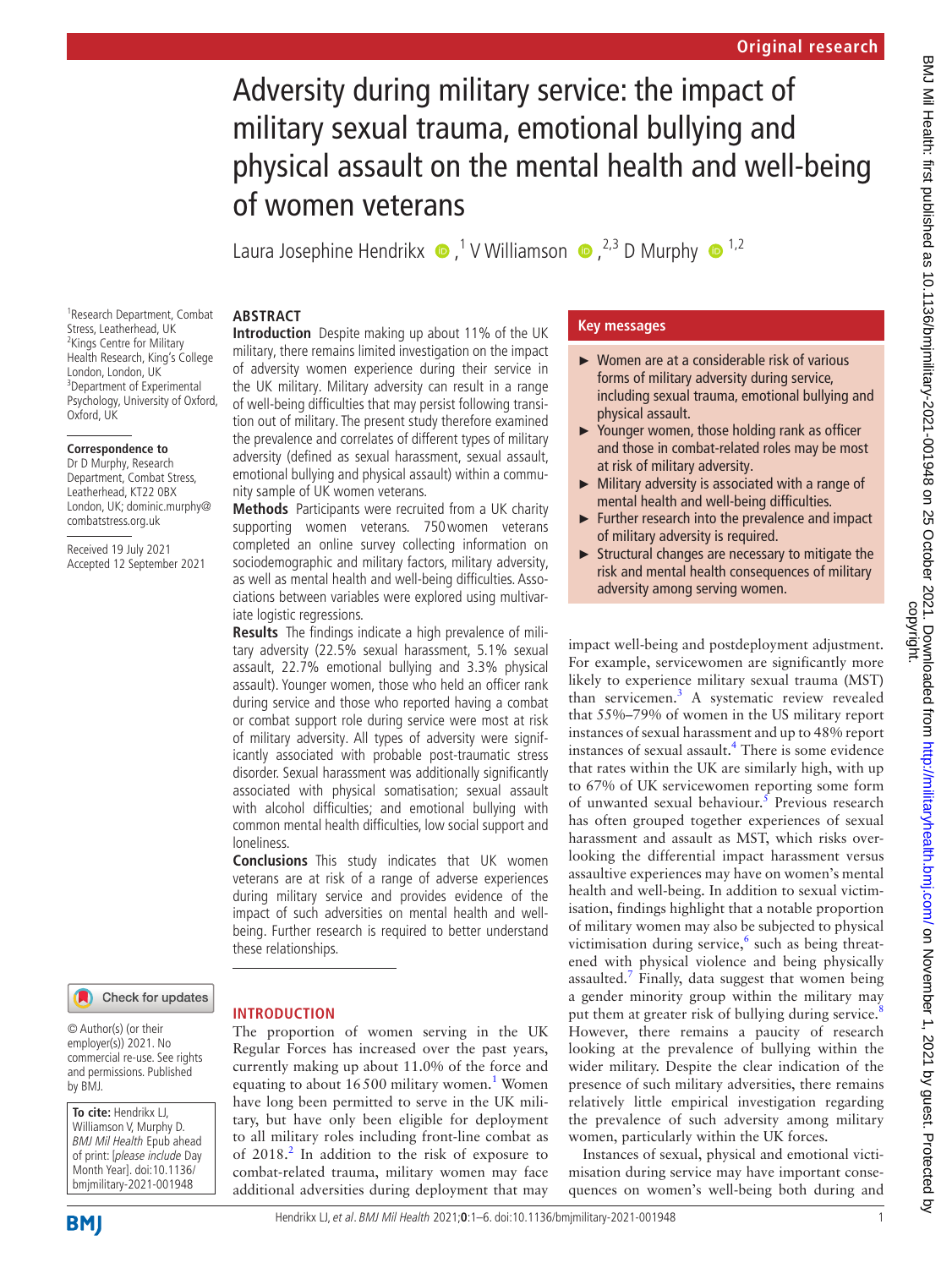# Adversity during military service: the impact of military sexual trauma, emotional bullying and physical assault on the mental health and well-being of women veterans

Laura Josephine Hendrikx [1], V Williamson [2,3], D Murphy [1,2]

[1]Research Department, Combat Stress, Leatherhead, UK
[2]Kings Centre for Military Health Research, King's College London, London, UK
[3]Department of Experimental Psychology, University of Oxford, Oxford, UK

**Correspondence to**
Dr D Murphy, Research Department, Combat Stress, Leatherhead, KT22 0BX London, UK; dominic.murphy@combatstress.org.uk

Received 19 July 2021
Accepted 12 September 2021

© Author(s) (or their employer(s)) 2021. No commercial re-use. See rights and permissions. Published by BMJ.

**To cite:** Hendrikx LJ, Williamson V, Murphy D. *BMJ Mil Health* Epub ahead of print: [*please include* Day Month Year]. doi:10.1136/bmjmilitary-2021-001948

## ABSTRACT

**Introduction** Despite making up about 11% of the UK military, there remains limited investigation on the impact of adversity women experience during their service in the UK military. Military adversity can result in a range of well-being difficulties that may persist following transition out of military. The present study therefore examined the prevalence and correlates of different types of military adversity (defined as sexual harassment, sexual assault, emotional bullying and physical assault) within a community sample of UK women veterans.

**Methods** Participants were recruited from a UK charity supporting women veterans. 750 women veterans completed an online survey collecting information on sociodemographic and military factors, military adversity, as well as mental health and well-being difficulties. Associations between variables were explored using multivariate logistic regressions.

**Results** The findings indicate a high prevalence of military adversity (22.5% sexual harassment, 5.1% sexual assault, 22.7% emotional bullying and 3.3% physical assault). Younger women, those who held an officer rank during service and those who reported having a combat or combat support role during service were most at risk of military adversity. All types of adversity were significantly associated with probable post-traumatic stress disorder. Sexual harassment was additionally significantly associated with physical somatisation; sexual assault with alcohol difficulties; and emotional bullying with common mental health difficulties, low social support and loneliness.

**Conclusions** This study indicates that UK women veterans are at risk of a range of adverse experiences during military service and provides evidence of the impact of such adversities on mental health and well-being. Further research is required to better understand these relationships.

## Key messages

- Women are at a considerable risk of various forms of military adversity during service, including sexual trauma, emotional bullying and physical assault.
- Younger women, those holding rank as officer and those in combat-related roles may be most at risk of military adversity.
- Military adversity is associated with a range of mental health and well-being difficulties.
- Further research into the prevalence and impact of military adversity is required.
- Structural changes are necessary to mitigate the risk and mental health consequences of military adversity among serving women.

## INTRODUCTION

The proportion of women serving in the UK Regular Forces has increased over the past years, currently making up about 11.0% of the force and equating to about 16 500 military women.[1] Women have long been permitted to serve in the UK military, but have only been eligible for deployment to all military roles including front-line combat as of 2018.[2] In addition to the risk of exposure to combat-related trauma, military women may face additional adversities during deployment that may impact well-being and postdeployment adjustment. For example, servicewomen are significantly more likely to experience military sexual trauma (MST) than servicemen.[3] A systematic review revealed that 55%–79% of women in the US military report instances of sexual harassment and up to 48% report instances of sexual assault.[4] There is some evidence that rates within the UK are similarly high, with up to 67% of UK servicewomen reporting some form of unwanted sexual behaviour.[5] Previous research has often grouped together experiences of sexual harassment and assault as MST, which risks overlooking the differential impact harassment versus assaultive experiences may have on women's mental health and well-being. In addition to sexual victimisation, findings highlight that a notable proportion of military women may also be subjected to physical victimisation during service,[6] such as being threatened with physical violence and being physically assaulted.[7] Finally, data suggest that women being a gender minority group within the military may put them at greater risk of bullying during service.[8] However, there remains a paucity of research looking at the prevalence of bullying within the wider military. Despite the clear indication of the presence of such military adversities, there remains relatively little empirical investigation regarding the prevalence of such adversity among military women, particularly within the UK forces.

Instances of sexual, physical and emotional victimisation during service may have important consequences on women's well-being both during and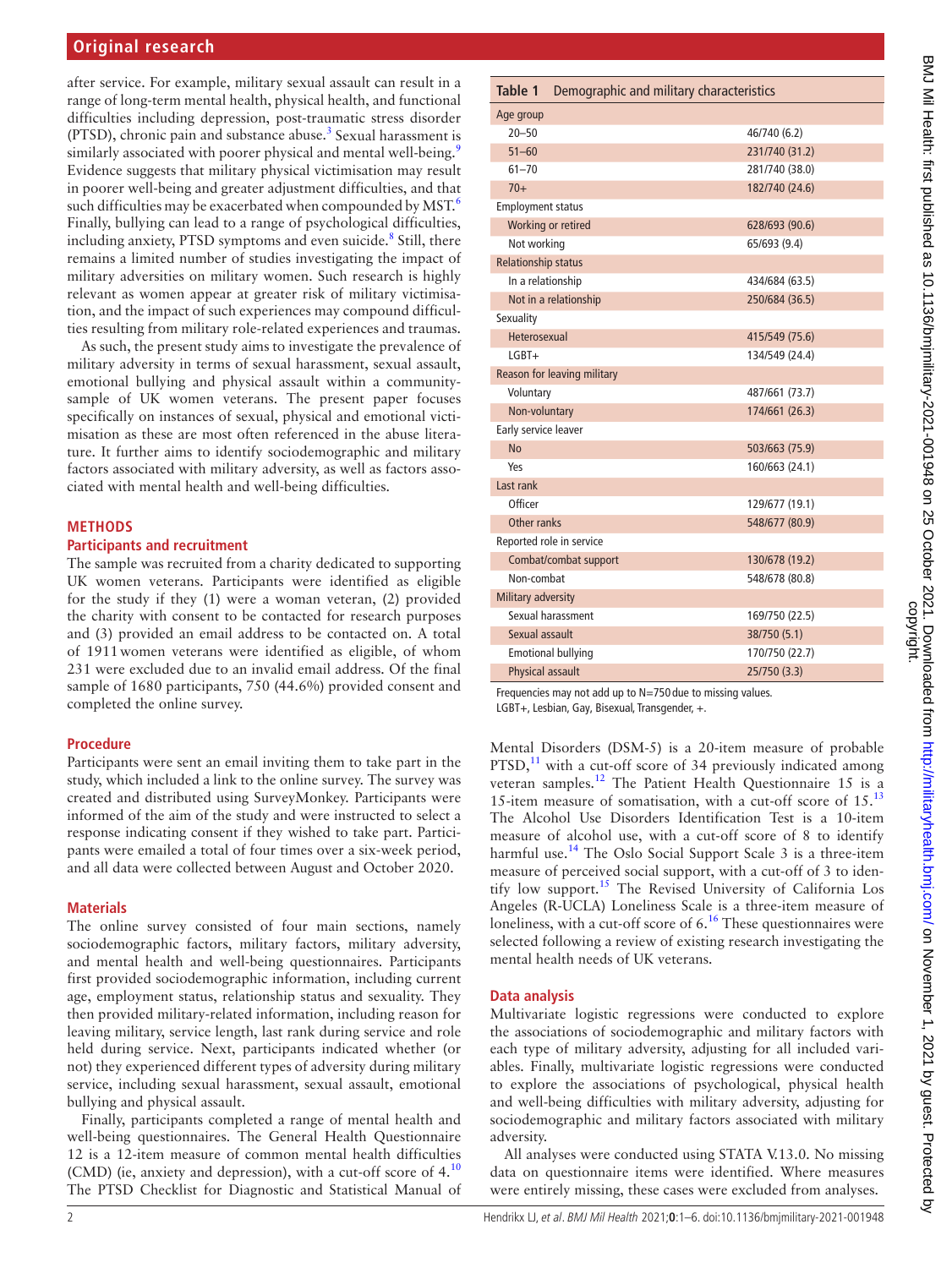after service. For example, military sexual assault can result in a range of long-term mental health, physical health, and functional difficulties including depression, post-traumatic stress disorder (PTSD), chronic pain and substance abuse.[3] Sexual harassment is similarly associated with poorer physical and mental well-being.[9] Evidence suggests that military physical victimisation may result in poorer well-being and greater adjustment difficulties, and that such difficulties may be exacerbated when compounded by MST.[6] Finally, bullying can lead to a range of psychological difficulties, including anxiety, PTSD symptoms and even suicide.[8] Still, there remains a limited number of studies investigating the impact of military adversities on military women. Such research is highly relevant as women appear at greater risk of military victimisation, and the impact of such experiences may compound difficulties resulting from military role-related experiences and traumas.

As such, the present study aims to investigate the prevalence of military adversity in terms of sexual harassment, sexual assault, emotional bullying and physical assault within a community-sample of UK women veterans. The present paper focuses specifically on instances of sexual, physical and emotional victimisation as these are most often referenced in the abuse literature. It further aims to identify sociodemographic and military factors associated with military adversity, as well as factors associated with mental health and well-being difficulties.

## METHODS

### Participants and recruitment

The sample was recruited from a charity dedicated to supporting UK women veterans. Participants were identified as eligible for the study if they (1) were a woman veteran, (2) provided the charity with consent to be contacted for research purposes and (3) provided an email address to be contacted on. A total of 1911 women veterans were identified as eligible, of whom 231 were excluded due to an invalid email address. Of the final sample of 1680 participants, 750 (44.6%) provided consent and completed the online survey.

### Procedure

Participants were sent an email inviting them to take part in the study, which included a link to the online survey. The survey was created and distributed using SurveyMonkey. Participants were informed of the aim of the study and were instructed to select a response indicating consent if they wished to take part. Participants were emailed a total of four times over a six-week period, and all data were collected between August and October 2020.

### Materials

The online survey consisted of four main sections, namely sociodemographic factors, military factors, military adversity, and mental health and well-being questionnaires. Participants first provided sociodemographic information, including current age, employment status, relationship status and sexuality. They then provided military-related information, including reason for leaving military, service length, last rank during service and role held during service. Next, participants indicated whether (or not) they experienced different types of adversity during military service, including sexual harassment, sexual assault, emotional bullying and physical assault.

Finally, participants completed a range of mental health and well-being questionnaires. The General Health Questionnaire 12 is a 12-item measure of common mental health difficulties (CMD) (ie, anxiety and depression), with a cut-off score of 4.[10] The PTSD Checklist for Diagnostic and Statistical Manual of Mental Disorders (DSM-5) is a 20-item measure of probable PTSD,[11] with a cut-off score of 34 previously indicated among veteran samples.[12] The Patient Health Questionnaire 15 is a 15-item measure of somatisation, with a cut-off score of 15.[13] The Alcohol Use Disorders Identification Test is a 10-item measure of alcohol use, with a cut-off score of 8 to identify harmful use.[14] The Oslo Social Support Scale 3 is a three-item measure of perceived social support, with a cut-off of 3 to identify low support.[15] The Revised University of California Los Angeles (R-UCLA) Loneliness Scale is a three-item measure of loneliness, with a cut-off score of 6.[16] These questionnaires were selected following a review of existing research investigating the mental health needs of UK veterans.

**Table 1** Demographic and military characteristics

| | |
|---|---|
| **Age group** | |
| 20–50 | 46/740 (6.2) |
| 51–60 | 231/740 (31.2) |
| 61–70 | 281/740 (38.0) |
| 70+ | 182/740 (24.6) |
| **Employment status** | |
| Working or retired | 628/693 (90.6) |
| Not working | 65/693 (9.4) |
| **Relationship status** | |
| In a relationship | 434/684 (63.5) |
| Not in a relationship | 250/684 (36.5) |
| **Sexuality** | |
| Heterosexual | 415/549 (75.6) |
| LGBT+ | 134/549 (24.4) |
| **Reason for leaving military** | |
| Voluntary | 487/661 (73.7) |
| Non-voluntary | 174/661 (26.3) |
| **Early service leaver** | |
| No | 503/663 (75.9) |
| Yes | 160/663 (24.1) |
| **Last rank** | |
| Officer | 129/677 (19.1) |
| Other ranks | 548/677 (80.9) |
| **Reported role in service** | |
| Combat/combat support | 130/678 (19.2) |
| Non-combat | 548/678 (80.8) |
| **Military adversity** | |
| Sexual harassment | 169/750 (22.5) |
| Sexual assault | 38/750 (5.1) |
| Emotional bullying | 170/750 (22.7) |
| Physical assault | 25/750 (3.3) |

Frequencies may not add up to N=750 due to missing values.
LGBT+, Lesbian, Gay, Bisexual, Transgender, +.

### Data analysis

Multivariate logistic regressions were conducted to explore the associations of sociodemographic and military factors with each type of military adversity, adjusting for all included variables. Finally, multivariate logistic regressions were conducted to explore the associations of psychological, physical health and well-being difficulties with military adversity, adjusting for sociodemographic and military factors associated with military adversity.

All analyses were conducted using STATA V.13.0. No missing data on questionnaire items were identified. Where measures were entirely missing, these cases were excluded from analyses.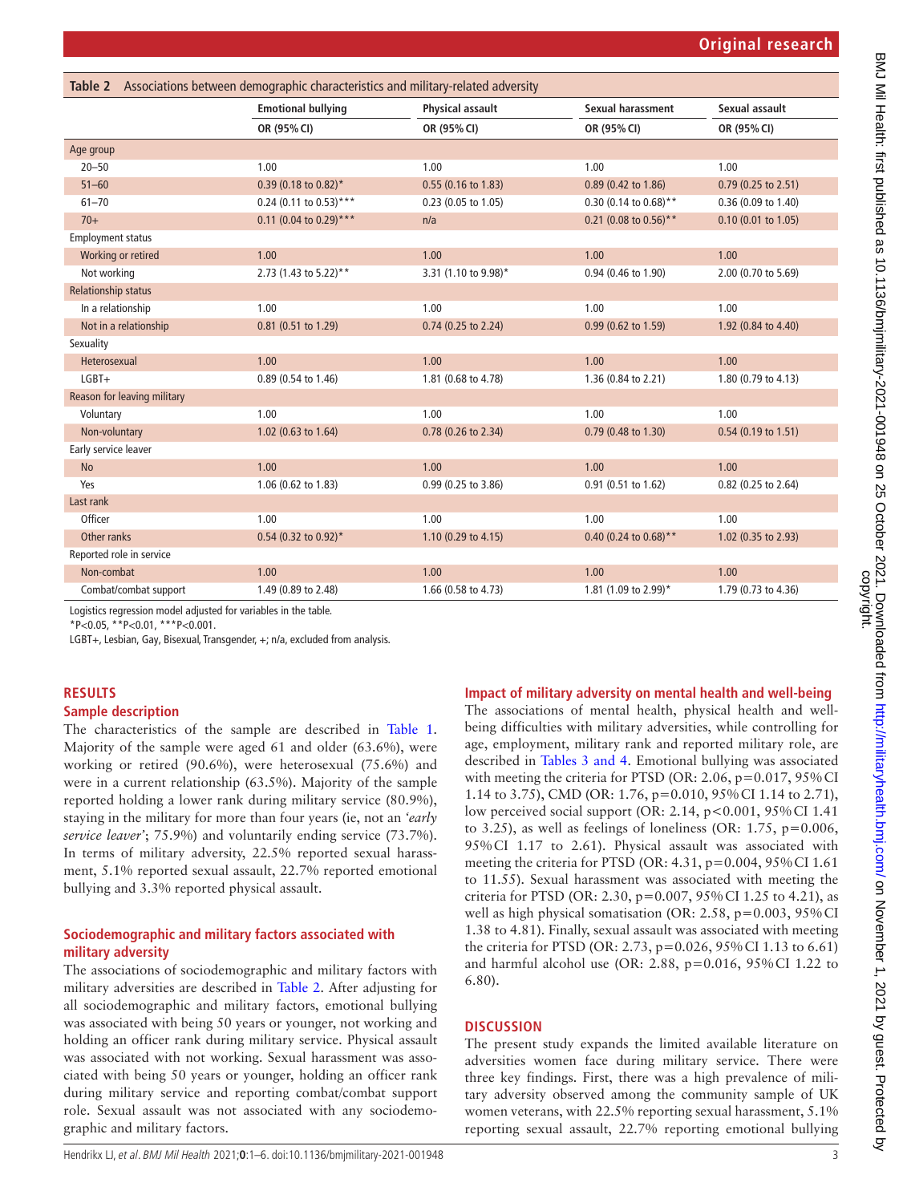**Table 2** Associations between demographic characteristics and military-related adversity

| | Emotional bullying | Physical assault | Sexual harassment | Sexual assault |
|---|---|---|---|---|
| | OR (95% CI) | OR (95% CI) | OR (95% CI) | OR (95% CI) |
| Age group | | | | |
| 20–50 | 1.00 | 1.00 | 1.00 | 1.00 |
| 51–60 | 0.39 (0.18 to 0.82)* | 0.55 (0.16 to 1.83) | 0.89 (0.42 to 1.86) | 0.79 (0.25 to 2.51) |
| 61–70 | 0.24 (0.11 to 0.53)*** | 0.23 (0.05 to 1.05) | 0.30 (0.14 to 0.68)** | 0.36 (0.09 to 1.40) |
| 70+ | 0.11 (0.04 to 0.29)*** | n/a | 0.21 (0.08 to 0.56)** | 0.10 (0.01 to 1.05) |
| Employment status | | | | |
| Working or retired | 1.00 | 1.00 | 1.00 | 1.00 |
| Not working | 2.73 (1.43 to 5.22)** | 3.31 (1.10 to 9.98)* | 0.94 (0.46 to 1.90) | 2.00 (0.70 to 5.69) |
| Relationship status | | | | |
| In a relationship | 1.00 | 1.00 | 1.00 | 1.00 |
| Not in a relationship | 0.81 (0.51 to 1.29) | 0.74 (0.25 to 2.24) | 0.99 (0.62 to 1.59) | 1.92 (0.84 to 4.40) |
| Sexuality | | | | |
| Heterosexual | 1.00 | 1.00 | 1.00 | 1.00 |
| LGBT+ | 0.89 (0.54 to 1.46) | 1.81 (0.68 to 4.78) | 1.36 (0.84 to 2.21) | 1.80 (0.79 to 4.13) |
| Reason for leaving military | | | | |
| Voluntary | 1.00 | 1.00 | 1.00 | 1.00 |
| Non-voluntary | 1.02 (0.63 to 1.64) | 0.78 (0.26 to 2.34) | 0.79 (0.48 to 1.30) | 0.54 (0.19 to 1.51) |
| Early service leaver | | | | |
| No | 1.00 | 1.00 | 1.00 | 1.00 |
| Yes | 1.06 (0.62 to 1.83) | 0.99 (0.25 to 3.86) | 0.91 (0.51 to 1.62) | 0.82 (0.25 to 2.64) |
| Last rank | | | | |
| Officer | 1.00 | 1.00 | 1.00 | 1.00 |
| Other ranks | 0.54 (0.32 to 0.92)* | 1.10 (0.29 to 4.15) | 0.40 (0.24 to 0.68)** | 1.02 (0.35 to 2.93) |
| Reported role in service | | | | |
| Non-combat | 1.00 | 1.00 | 1.00 | 1.00 |
| Combat/combat support | 1.49 (0.89 to 2.48) | 1.66 (0.58 to 4.73) | 1.81 (1.09 to 2.99)* | 1.79 (0.73 to 4.36) |

Logistics regression model adjusted for variables in the table.
*P<0.05, **P<0.01, ***P<0.001.
LGBT+, Lesbian, Gay, Bisexual, Transgender, +; n/a, excluded from analysis.

## RESULTS

### Sample description

The characteristics of the sample are described in Table 1. Majority of the sample were aged 61 and older (63.6%), were working or retired (90.6%), were heterosexual (75.6%) and were in a current relationship (63.5%). Majority of the sample reported holding a lower rank during military service (80.9%), staying in the military for more than four years (ie, not an *'early service leaver'*; 75.9%) and voluntarily ending service (73.7%). In terms of military adversity, 22.5% reported sexual harassment, 5.1% reported sexual assault, 22.7% reported emotional bullying and 3.3% reported physical assault.

### Sociodemographic and military factors associated with military adversity

The associations of sociodemographic and military factors with military adversities are described in Table 2. After adjusting for all sociodemographic and military factors, emotional bullying was associated with being 50 years or younger, not working and holding an officer rank during military service. Physical assault was associated with not working. Sexual harassment was associated with being 50 years or younger, holding an officer rank during military service and reporting combat/combat support role. Sexual assault was not associated with any sociodemographic and military factors.

### Impact of military adversity on mental health and well-being

The associations of mental health, physical health and well-being difficulties with military adversities, while controlling for age, employment, military rank and reported military role, are described in Tables 3 and 4. Emotional bullying was associated with meeting the criteria for PTSD (OR: 2.06, p=0.017, 95% CI 1.14 to 3.75), CMD (OR: 1.76, p=0.010, 95% CI 1.14 to 2.71), low perceived social support (OR: 2.14, p<0.001, 95% CI 1.41 to 3.25), as well as feelings of loneliness (OR: 1.75, p=0.006, 95% CI 1.17 to 2.61). Physical assault was associated with meeting the criteria for PTSD (OR: 4.31, p=0.004, 95% CI 1.61 to 11.55). Sexual harassment was associated with meeting the criteria for PTSD (OR: 2.30, p=0.007, 95% CI 1.25 to 4.21), as well as high physical somatisation (OR: 2.58, p=0.003, 95% CI 1.38 to 4.81). Finally, sexual assault was associated with meeting the criteria for PTSD (OR: 2.73, p=0.026, 95% CI 1.13 to 6.61) and harmful alcohol use (OR: 2.88, p=0.016, 95% CI 1.22 to 6.80).

## DISCUSSION

The present study expands the limited available literature on adversities women face during military service. There were three key findings. First, there was a high prevalence of military adversity observed among the community sample of UK women veterans, with 22.5% reporting sexual harassment, 5.1% reporting sexual assault, 22.7% reporting emotional bullying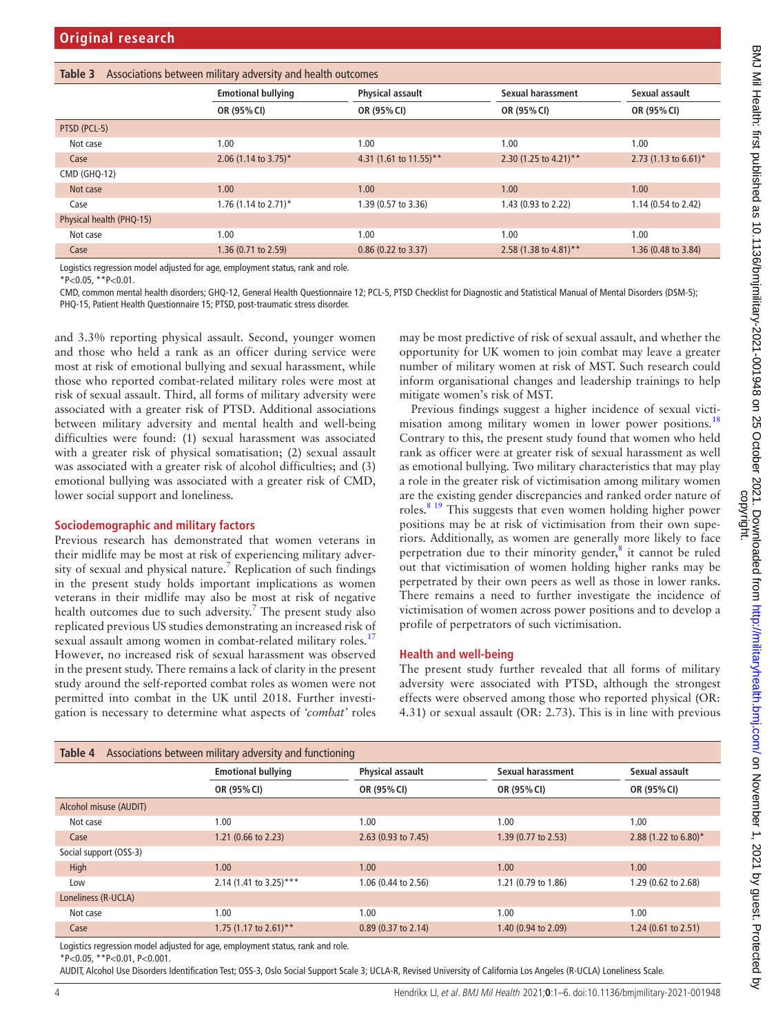**Table 3** Associations between military adversity and health outcomes

| | Emotional bullying | Physical assault | Sexual harassment | Sexual assault |
|---|---|---|---|---|
| | OR (95% CI) | OR (95% CI) | OR (95% CI) | OR (95% CI) |
| PTSD (PCL-5) | | | | |
| Not case | 1.00 | 1.00 | 1.00 | 1.00 |
| Case | 2.06 (1.14 to 3.75)* | 4.31 (1.61 to 11.55)** | 2.30 (1.25 to 4.21)** | 2.73 (1.13 to 6.61)* |
| CMD (GHQ-12) | | | | |
| Not case | 1.00 | 1.00 | 1.00 | 1.00 |
| Case | 1.76 (1.14 to 2.71)* | 1.39 (0.57 to 3.36) | 1.43 (0.93 to 2.22) | 1.14 (0.54 to 2.42) |
| Physical health (PHQ-15) | | | | |
| Not case | 1.00 | 1.00 | 1.00 | 1.00 |
| Case | 1.36 (0.71 to 2.59) | 0.86 (0.22 to 3.37) | 2.58 (1.38 to 4.81)** | 1.36 (0.48 to 3.84) |

Logistics regression model adjusted for age, employment status, rank and role.
*P<0.05, **P<0.01.
CMD, common mental health disorders; GHQ-12, General Health Questionnaire 12; PCL-5, PTSD Checklist for Diagnostic and Statistical Manual of Mental Disorders (DSM-5); PHQ-15, Patient Health Questionnaire 15; PTSD, post-traumatic stress disorder.

and 3.3% reporting physical assault. Second, younger women and those who held a rank as an officer during service were most at risk of emotional bullying and sexual harassment, while those who reported combat-related military roles were most at risk of sexual assault. Third, all forms of military adversity were associated with a greater risk of PTSD. Additional associations between military adversity and mental health and well-being difficulties were found: (1) sexual harassment was associated with a greater risk of physical somatisation; (2) sexual assault was associated with a greater risk of alcohol difficulties; and (3) emotional bullying was associated with a greater risk of CMD, lower social support and loneliness.

### Sociodemographic and military factors

Previous research has demonstrated that women veterans in their midlife may be most at risk of experiencing military adversity of sexual and physical nature.[7] Replication of such findings in the present study holds important implications as women veterans in their midlife may also be most at risk of negative health outcomes due to such adversity.[7] The present study also replicated previous US studies demonstrating an increased risk of sexual assault among women in combat-related military roles.[17] However, no increased risk of sexual harassment was observed in the present study. There remains a lack of clarity in the present study around the self-reported combat roles as women were not permitted into combat in the UK until 2018. Further investigation is necessary to determine what aspects of *'combat'* roles may be most predictive of risk of sexual assault, and whether the opportunity for UK women to join combat may leave a greater number of military women at risk of MST. Such research could inform organisational changes and leadership trainings to help mitigate women's risk of MST.

Previous findings suggest a higher incidence of sexual victimisation among military women in lower power positions.[18] Contrary to this, the present study found that women who held rank as officer were at greater risk of sexual harassment as well as emotional bullying. Two military characteristics that may play a role in the greater risk of victimisation among military women are the existing gender discrepancies and ranked order nature of roles.[8 19] This suggests that even women holding higher power positions may be at risk of victimisation from their own superiors. Additionally, as women are generally more likely to face perpetration due to their minority gender,[8] it cannot be ruled out that victimisation of women holding higher ranks may be perpetrated by their own peers as well as those in lower ranks. There remains a need to further investigate the incidence of victimisation of women across power positions and to develop a profile of perpetrators of such victimisation.

### Health and well-being

The present study further revealed that all forms of military adversity were associated with PTSD, although the strongest effects were observed among those who reported physical (OR: 4.31) or sexual assault (OR: 2.73). This is in line with previous

**Table 4** Associations between military adversity and functioning

| | Emotional bullying | Physical assault | Sexual harassment | Sexual assault |
|---|---|---|---|---|
| | OR (95% CI) | OR (95% CI) | OR (95% CI) | OR (95% CI) |
| Alcohol misuse (AUDIT) | | | | |
| Not case | 1.00 | 1.00 | 1.00 | 1.00 |
| Case | 1.21 (0.66 to 2.23) | 2.63 (0.93 to 7.45) | 1.39 (0.77 to 2.53) | 2.88 (1.22 to 6.80)* |
| Social support (OSS-3) | | | | |
| High | 1.00 | 1.00 | 1.00 | 1.00 |
| Low | 2.14 (1.41 to 3.25)*** | 1.06 (0.44 to 2.56) | 1.21 (0.79 to 1.86) | 1.29 (0.62 to 2.68) |
| Loneliness (R-UCLA) | | | | |
| Not case | 1.00 | 1.00 | 1.00 | 1.00 |
| Case | 1.75 (1.17 to 2.61)** | 0.89 (0.37 to 2.14) | 1.40 (0.94 to 2.09) | 1.24 (0.61 to 2.51) |

Logistics regression model adjusted for age, employment status, rank and role.
*P<0.05, **P<0.01, P<0.001.
AUDIT, Alcohol Use Disorders Identification Test; OSS-3, Oslo Social Support Scale 3; UCLA-R, Revised University of California Los Angeles (R-UCLA) Loneliness Scale.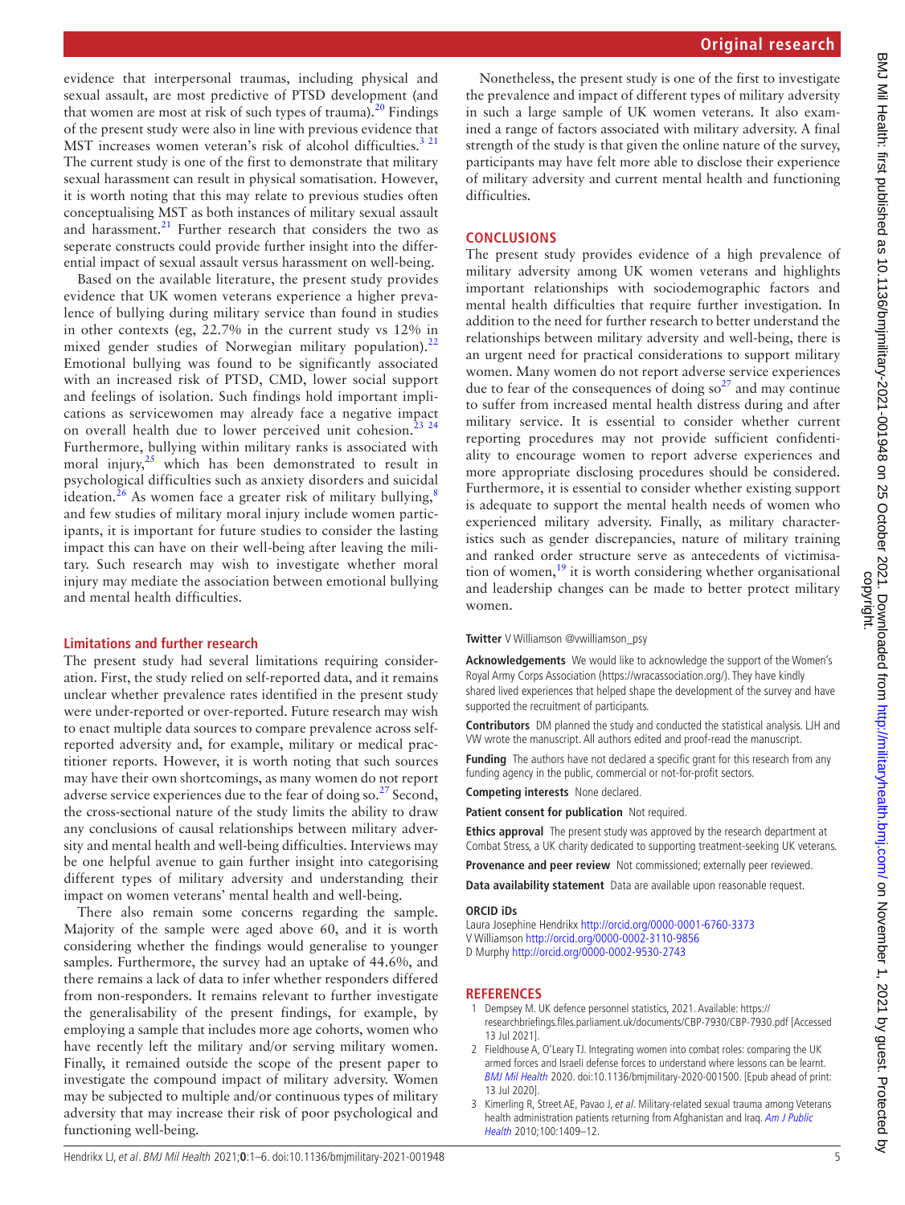evidence that interpersonal traumas, including physical and sexual assault, are most predictive of PTSD development (and that women are most at risk of such types of trauma).[20] Findings of the present study were also in line with previous evidence that MST increases women veteran's risk of alcohol difficulties.[3 21] The current study is one of the first to demonstrate that military sexual harassment can result in physical somatisation. However, it is worth noting that this may relate to previous studies often conceptualising MST as both instances of military sexual assault and harassment.[21] Further research that considers the two as seperate constructs could provide further insight into the differential impact of sexual assault versus harassment on well-being.

Based on the available literature, the present study provides evidence that UK women veterans experience a higher prevalence of bullying during military service than found in studies in other contexts (eg, 22.7% in the current study vs 12% in mixed gender studies of Norwegian military population).[22] Emotional bullying was found to be significantly associated with an increased risk of PTSD, CMD, lower social support and feelings of isolation. Such findings hold important implications as servicewomen may already face a negative impact on overall health due to lower perceived unit cohesion.[23 24] Furthermore, bullying within military ranks is associated with moral injury,[25] which has been demonstrated to result in psychological difficulties such as anxiety disorders and suicidal ideation.[26] As women face a greater risk of military bullying,[8] and few studies of military moral injury include women participants, it is important for future studies to consider the lasting impact this can have on their well-being after leaving the military. Such research may wish to investigate whether moral injury may mediate the association between emotional bullying and mental health difficulties.

### Limitations and further research

The present study had several limitations requiring consideration. First, the study relied on self-reported data, and it remains unclear whether prevalence rates identified in the present study were under-reported or over-reported. Future research may wish to enact multiple data sources to compare prevalence across self-reported adversity and, for example, military or medical practitioner reports. However, it is worth noting that such sources may have their own shortcomings, as many women do not report adverse service experiences due to the fear of doing so.[27] Second, the cross-sectional nature of the study limits the ability to draw any conclusions of causal relationships between military adversity and mental health and well-being difficulties. Interviews may be one helpful avenue to gain further insight into categorising different types of military adversity and understanding their impact on women veterans' mental health and well-being.

There also remain some concerns regarding the sample. Majority of the sample were aged above 60, and it is worth considering whether the findings would generalise to younger samples. Furthermore, the survey had an uptake of 44.6%, and there remains a lack of data to infer whether responders differed from non-responders. It remains relevant to further investigate the generalisability of the present findings, for example, by employing a sample that includes more age cohorts, women who have recently left the military and/or serving military women. Finally, it remained outside the scope of the present paper to investigate the compound impact of military adversity. Women may be subjected to multiple and/or continuous types of military adversity that may increase their risk of poor psychological and functioning well-being.

Nonetheless, the present study is one of the first to investigate the prevalence and impact of different types of military adversity in such a large sample of UK women veterans. It also examined a range of factors associated with military adversity. A final strength of the study is that given the online nature of the survey, participants may have felt more able to disclose their experience of military adversity and current mental health and functioning difficulties.

## CONCLUSIONS

The present study provides evidence of a high prevalence of military adversity among UK women veterans and highlights important relationships with sociodemographic factors and mental health difficulties that require further investigation. In addition to the need for further research to better understand the relationships between military adversity and well-being, there is an urgent need for practical considerations to support military women. Many women do not report adverse service experiences due to fear of the consequences of doing so[27] and may continue to suffer from increased mental health distress during and after military service. It is essential to consider whether current reporting procedures may not provide sufficient confidentiality to encourage women to report adverse experiences and more appropriate disclosing procedures should be considered. Furthermore, it is essential to consider whether existing support is adequate to support the mental health needs of women who experienced military adversity. Finally, as military characteristics such as gender discrepancies, nature of military training and ranked order structure serve as antecedents of victimisation of women,[19] it is worth considering whether organisational and leadership changes can be made to better protect military women.

**Twitter** V Williamson @vwilliamson_psy

**Acknowledgements** We would like to acknowledge the support of the Women's Royal Army Corps Association (https://wracassociation.org/). They have kindly shared lived experiences that helped shape the development of the survey and have supported the recruitment of participants.

**Contributors** DM planned the study and conducted the statistical analysis. LJH and VW wrote the manuscript. All authors edited and proof-read the manuscript.

**Funding** The authors have not declared a specific grant for this research from any funding agency in the public, commercial or not-for-profit sectors.

**Competing interests** None declared.

**Patient consent for publication** Not required.

**Ethics approval** The present study was approved by the research department at Combat Stress, a UK charity dedicated to supporting treatment-seeking UK veterans.

**Provenance and peer review** Not commissioned; externally peer reviewed.

**Data availability statement** Data are available upon reasonable request.

**ORCID iDs**

Laura Josephine Hendrikx http://orcid.org/0000-0001-6760-3373
V Williamson http://orcid.org/0000-0002-3110-9856
D Murphy http://orcid.org/0000-0002-9530-2743

## REFERENCES

1. Dempsey M. UK defence personnel statistics, 2021. Available: https://researchbriefings.files.parliament.uk/documents/CBP-7930/CBP-7930.pdf [Accessed 13 Jul 2021].
2. Fieldhouse A, O'Leary TJ. Integrating women into combat roles: comparing the UK armed forces and Israeli defense forces to understand where lessons can be learnt. *BMJ Mil Health* 2020. doi:10.1136/bmjmilitary-2020-001500. [Epub ahead of print: 13 Jul 2020].
3. Kimerling R, Street AE, Pavao J, *et al*. Military-related sexual trauma among Veterans health administration patients returning from Afghanistan and Iraq. *Am J Public Health* 2010;100:1409–12.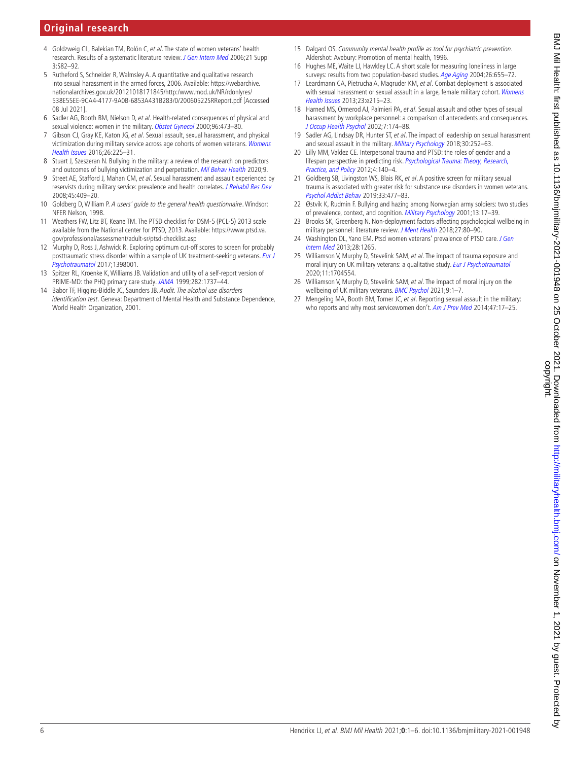4 Goldzweig CL, Balekian TM, Rolón C, *et al*. The state of women veterans' health research. Results of a systematic literature review. *J Gen Intern Med* 2006;21 Suppl 3:S82–92.

5 Rutheford S, Schneider R, Walmsley A. A quantitative and qualitative research into sexual harassment in the armed forces, 2006. Available: https://webarchive.nationalarchives.gov.uk/20121018171845/http:/www.mod.uk/NR/rdonlyres/538E55EE-9CA4-4177-9A0B-6853A431B283/0/20060522SRReport.pdf [Accessed 08 Jul 2021].

6 Sadler AG, Booth BM, Nielson D, *et al*. Health-related consequences of physical and sexual violence: women in the military. *Obstet Gynecol* 2000;96:473–80.

7 Gibson CJ, Gray KE, Katon JG, *et al*. Sexual assault, sexual harassment, and physical victimization during military service across age cohorts of women veterans. *Womens Health Issues* 2016;26:225–31.

8 Stuart J, Szeszeran N. Bullying in the military: a review of the research on predictors and outcomes of bullying victimization and perpetration. *Mil Behav Health* 2020;9.

9 Street AE, Stafford J, Mahan CM, *et al*. Sexual harassment and assault experienced by reservists during military service: prevalence and health correlates. *J Rehabil Res Dev* 2008;45:409–20.

10 Goldberg D, William P. *A users' guide to the general health questionnaire*. Windsor: NFER Nelson, 1998.

11 Weathers FW, Litz BT, Keane TM. The PTSD checklist for DSM-5 (PCL-5) 2013 scale available from the National center for PTSD, 2013. Available: https://www.ptsd.va.gov/professional/assessment/adult-sr/ptsd-checklist.asp

12 Murphy D, Ross J, Ashwick R. Exploring optimum cut-off scores to screen for probably posttraumatic stress disorder within a sample of UK treatment-seeking veterans. *Eur J Psychotraumatol* 2017;1398001.

13 Spitzer RL, Kroenke K, Williams JB. Validation and utility of a self-report version of PRIME-MD: the PHQ primary care study. *JAMA* 1999;282:1737–44.

14 Babor TF, Higgins-Biddle JC, Saunders JB. *Audit. The alcohol use disorders identification test*. Geneva: Department of Mental Health and Substance Dependence, World Health Organization, 2001.

15 Dalgard OS. *Community mental health profile as tool for psychiatric prevention*. Aldershot: Avebury: Promotion of mental health, 1996.

16 Hughes ME, Waite LJ, Hawkley LC. A short scale for measuring loneliness in large surveys: results from two population-based studies. *Age Aging* 2004;26:655–72.

17 Leardmann CA, Pietrucha A, Magruder KM, *et al*. Combat deployment is associated with sexual harassment or sexual assault in a large, female military cohort. *Womens Health Issues* 2013;23:e215–23.

18 Harned MS, Ormerod AJ, Palmieri PA, *et al*. Sexual assault and other types of sexual harassment by workplace personnel: a comparison of antecedents and consequences. *J Occup Health Psychol* 2002;7:174–88.

19 Sadler AG, Lindsay DR, Hunter ST, *et al*. The impact of leadership on sexual harassment and sexual assault in the military. *Military Psychology* 2018;30:252–63.

20 Lilly MM, Valdez CE. Interpersonal trauma and PTSD: the roles of gender and a lifespan perspective in predicting risk. *Psychological Trauma: Theory, Research, Practice, and Policy* 2012;4:140–4.

21 Goldberg SB, Livingston WS, Blais RK, *et al*. A positive screen for military sexual trauma is associated with greater risk for substance use disorders in women veterans. *Psychol Addict Behav* 2019;33:477–83.

22 Østvik K, Rudmin F. Bullying and hazing among Norwegian army soldiers: two studies of prevalence, context, and cognition. *Military Psychology* 2001;13:17–39.

23 Brooks SK, Greenberg N. Non-deployment factors affecting psychological wellbeing in military personnel: literature review. *J Ment Health* 2018;27:80–90.

24 Washington DL, Yano EM. Ptsd women veterans' prevalence of PTSD care. *J Gen Intern Med* 2013;28:1265.

25 Williamson V, Murphy D, Stevelink SAM, *et al*. The impact of trauma exposure and moral injury on UK military veterans: a qualitative study. *Eur J Psychotraumatol* 2020;11:1704554.

26 Williamson V, Murphy D, Stevelink SAM, *et al*. The impact of moral injury on the wellbeing of UK military veterans. *BMC Psychol* 2021;9:1–7.

27 Mengeling MA, Booth BM, Torner JC, *et al*. Reporting sexual assault in the military: who reports and why most servicewomen don't. *Am J Prev Med* 2014;47:17–25.